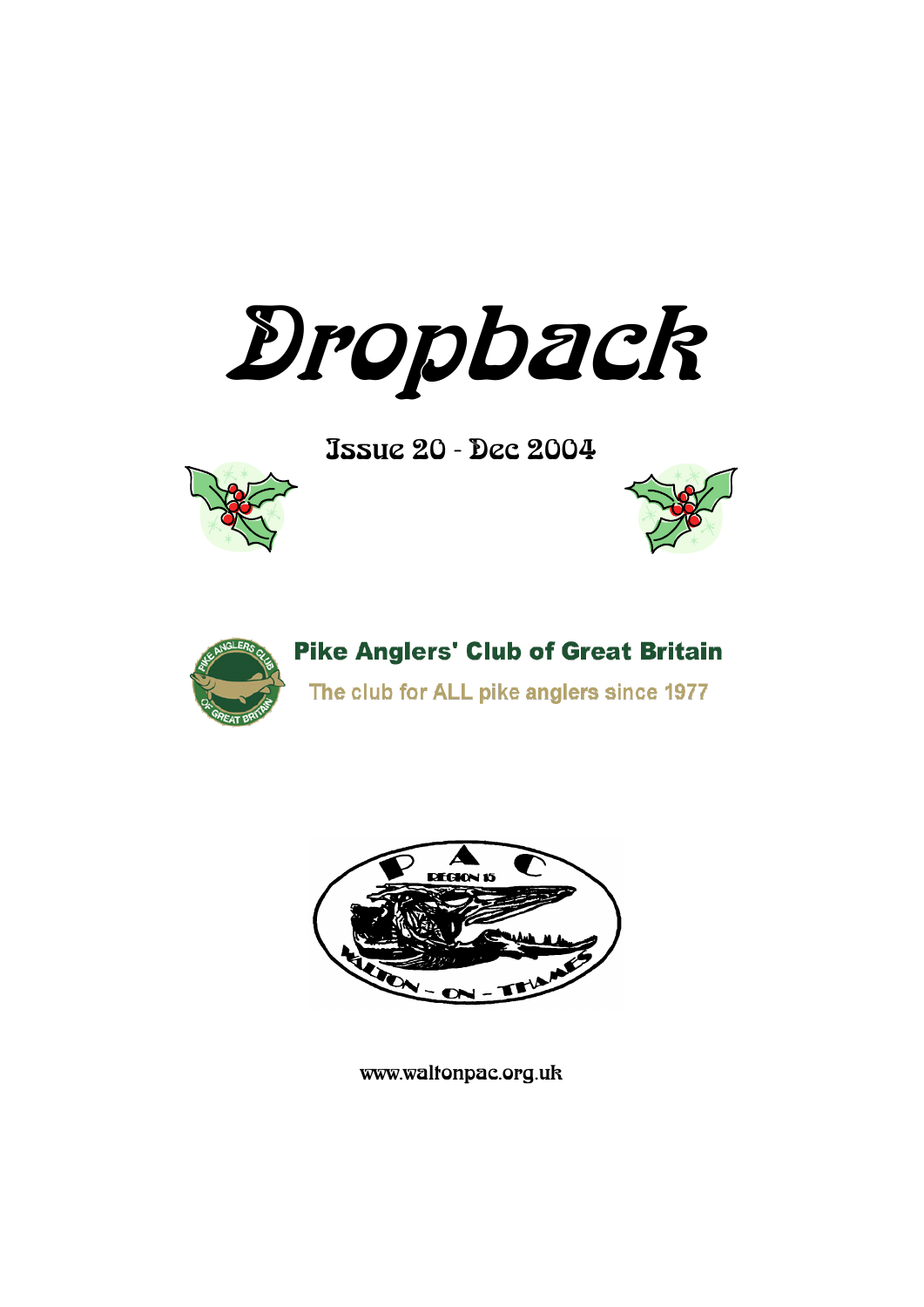# Dropback

## Issue 20 - Dec 2004

**Pike Anglers' Club of Great Britain**

The club for ALL pike anglers since 1977

PAC REGION 15 WALTON - ON - THAMES

www.waltonpac.org.uk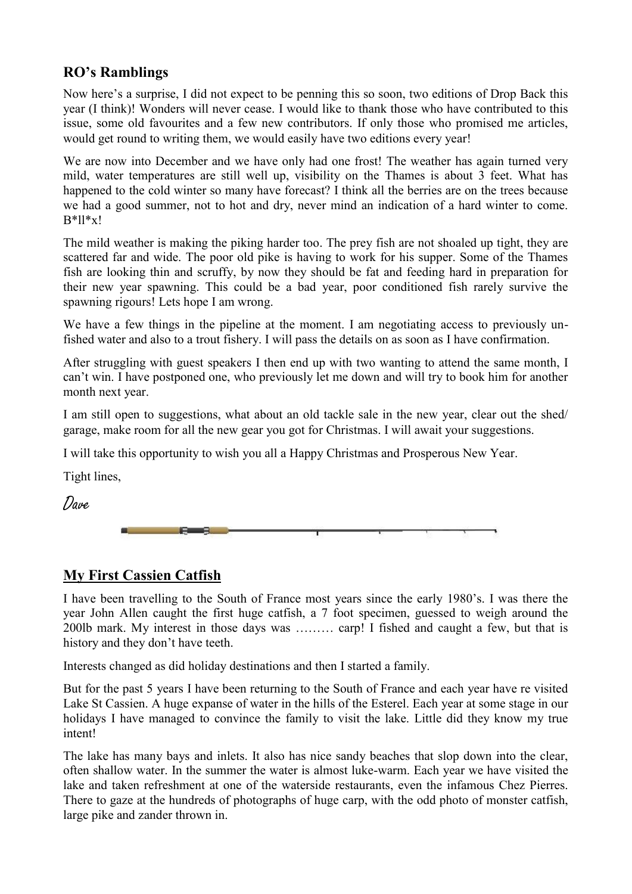## RO's Ramblings

Now here's a surprise, I did not expect to be penning this so soon, two editions of Drop Back this year (I think)! Wonders will never cease. I would like to thank those who have contributed to this issue, some old favourites and a few new contributors. If only those who promised me articles, would get round to writing them, we would easily have two editions every year!

We are now into December and we have only had one frost! The weather has again turned very mild, water temperatures are still well up, visibility on the Thames is about 3 feet. What has happened to the cold winter so many have forecast? I think all the berries are on the trees because we had a good summer, not to hot and dry, never mind an indication of a hard winter to come. B*ll*x!

The mild weather is making the piking harder too. The prey fish are not shoaled up tight, they are scattered far and wide. The poor old pike is having to work for his supper. Some of the Thames fish are looking thin and scruffy, by now they should be fat and feeding hard in preparation for their new year spawning. This could be a bad year, poor conditioned fish rarely survive the spawning rigours! Lets hope I am wrong.

We have a few things in the pipeline at the moment. I am negotiating access to previously un-fished water and also to a trout fishery. I will pass the details on as soon as I have confirmation.

After struggling with guest speakers I then end up with two wanting to attend the same month, I can't win. I have postponed one, who previously let me down and will try to book him for another month next year.

I am still open to suggestions, what about an old tackle sale in the new year, clear out the shed/ garage, make room for all the new gear you got for Christmas. I will await your suggestions.

I will take this opportunity to wish you all a Happy Christmas and Prosperous New Year.

Tight lines,

*Dave*

## My First Cassien Catfish

I have been travelling to the South of France most years since the early 1980's. I was there the year John Allen caught the first huge catfish, a 7 foot specimen, guessed to weigh around the 200lb mark. My interest in those days was ……… carp! I fished and caught a few, but that is history and they don't have teeth.

Interests changed as did holiday destinations and then I started a family.

But for the past 5 years I have been returning to the South of France and each year have re visited Lake St Cassien. A huge expanse of water in the hills of the Esterel. Each year at some stage in our holidays I have managed to convince the family to visit the lake. Little did they know my true intent!

The lake has many bays and inlets. It also has nice sandy beaches that slop down into the clear, often shallow water. In the summer the water is almost luke-warm. Each year we have visited the lake and taken refreshment at one of the waterside restaurants, even the infamous Chez Pierres. There to gaze at the hundreds of photographs of huge carp, with the odd photo of monster catfish, large pike and zander thrown in.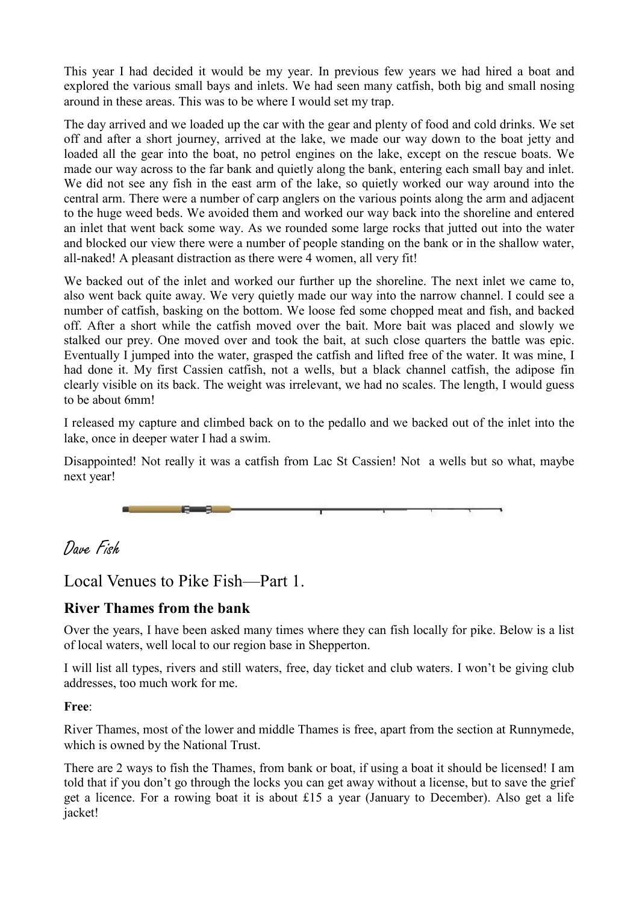This year I had decided it would be my year. In previous few years we had hired a boat and explored the various small bays and inlets. We had seen many catfish, both big and small nosing around in these areas. This was to be where I would set my trap.

The day arrived and we loaded up the car with the gear and plenty of food and cold drinks. We set off and after a short journey, arrived at the lake, we made our way down to the boat jetty and loaded all the gear into the boat, no petrol engines on the lake, except on the rescue boats. We made our way across to the far bank and quietly along the bank, entering each small bay and inlet. We did not see any fish in the east arm of the lake, so quietly worked our way around into the central arm. There were a number of carp anglers on the various points along the arm and adjacent to the huge weed beds. We avoided them and worked our way back into the shoreline and entered an inlet that went back some way. As we rounded some large rocks that jutted out into the water and blocked our view there were a number of people standing on the bank or in the shallow water, all-naked! A pleasant distraction as there were 4 women, all very fit!

We backed out of the inlet and worked our further up the shoreline. The next inlet we came to, also went back quite away. We very quietly made our way into the narrow channel. I could see a number of catfish, basking on the bottom. We loose fed some chopped meat and fish, and backed off. After a short while the catfish moved over the bait. More bait was placed and slowly we stalked our prey. One moved over and took the bait, at such close quarters the battle was epic. Eventually I jumped into the water, grasped the catfish and lifted free of the water. It was mine, I had done it. My first Cassien catfish, not a wells, but a black channel catfish, the adipose fin clearly visible on its back. The weight was irrelevant, we had no scales. The length, I would guess to be about 6mm!

I released my capture and climbed back on to the pedallo and we backed out of the inlet into the lake, once in deeper water I had a swim.

Disappointed! Not really it was a catfish from Lac St Cassien! Not a wells but so what, maybe next year!

*Dave Fish*

## Local Venues to Pike Fish—Part 1.

### River Thames from the bank

Over the years, I have been asked many times where they can fish locally for pike. Below is a list of local waters, well local to our region base in Shepperton.

I will list all types, rivers and still waters, free, day ticket and club waters. I won't be giving club addresses, too much work for me.

**Free**:

River Thames, most of the lower and middle Thames is free, apart from the section at Runnymede, which is owned by the National Trust.

There are 2 ways to fish the Thames, from bank or boat, if using a boat it should be licensed! I am told that if you don't go through the locks you can get away without a license, but to save the grief get a licence. For a rowing boat it is about £15 a year (January to December). Also get a life jacket!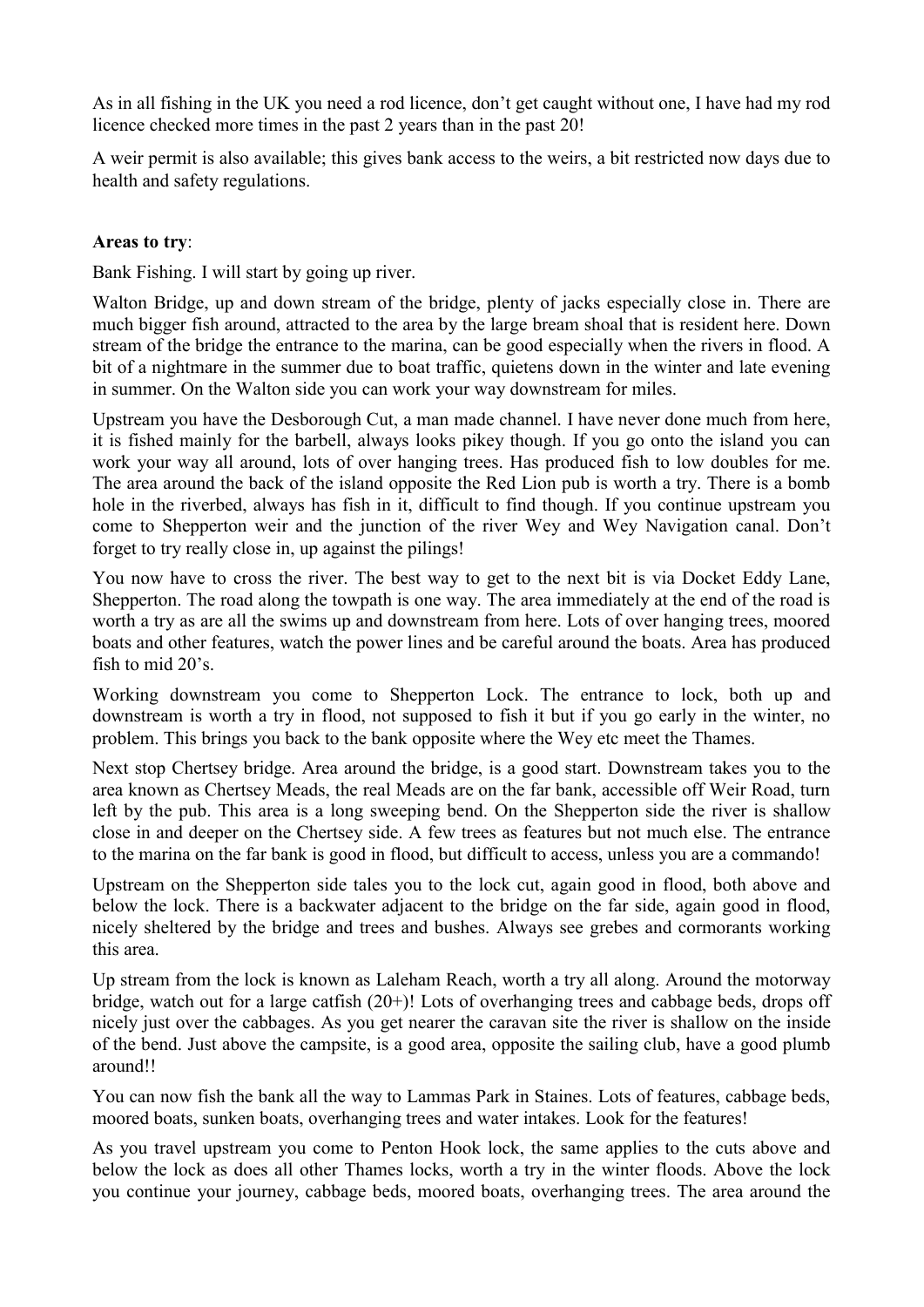As in all fishing in the UK you need a rod licence, don't get caught without one, I have had my rod licence checked more times in the past 2 years than in the past 20!

A weir permit is also available; this gives bank access to the weirs, a bit restricted now days due to health and safety regulations.

**Areas to try**:

Bank Fishing. I will start by going up river.

Walton Bridge, up and down stream of the bridge, plenty of jacks especially close in. There are much bigger fish around, attracted to the area by the large bream shoal that is resident here. Down stream of the bridge the entrance to the marina, can be good especially when the rivers in flood. A bit of a nightmare in the summer due to boat traffic, quietens down in the winter and late evening in summer. On the Walton side you can work your way downstream for miles.

Upstream you have the Desborough Cut, a man made channel. I have never done much from here, it is fished mainly for the barbell, always looks pikey though. If you go onto the island you can work your way all around, lots of over hanging trees. Has produced fish to low doubles for me. The area around the back of the island opposite the Red Lion pub is worth a try. There is a bomb hole in the riverbed, always has fish in it, difficult to find though. If you continue upstream you come to Shepperton weir and the junction of the river Wey and Wey Navigation canal. Don't forget to try really close in, up against the pilings!

You now have to cross the river. The best way to get to the next bit is via Docket Eddy Lane, Shepperton. The road along the towpath is one way. The area immediately at the end of the road is worth a try as are all the swims up and downstream from here. Lots of over hanging trees, moored boats and other features, watch the power lines and be careful around the boats. Area has produced fish to mid 20's.

Working downstream you come to Shepperton Lock. The entrance to lock, both up and downstream is worth a try in flood, not supposed to fish it but if you go early in the winter, no problem. This brings you back to the bank opposite where the Wey etc meet the Thames.

Next stop Chertsey bridge. Area around the bridge, is a good start. Downstream takes you to the area known as Chertsey Meads, the real Meads are on the far bank, accessible off Weir Road, turn left by the pub. This area is a long sweeping bend. On the Shepperton side the river is shallow close in and deeper on the Chertsey side. A few trees as features but not much else. The entrance to the marina on the far bank is good in flood, but difficult to access, unless you are a commando!

Upstream on the Shepperton side tales you to the lock cut, again good in flood, both above and below the lock. There is a backwater adjacent to the bridge on the far side, again good in flood, nicely sheltered by the bridge and trees and bushes. Always see grebes and cormorants working this area.

Up stream from the lock is known as Laleham Reach, worth a try all along. Around the motorway bridge, watch out for a large catfish (20+)! Lots of overhanging trees and cabbage beds, drops off nicely just over the cabbages. As you get nearer the caravan site the river is shallow on the inside of the bend. Just above the campsite, is a good area, opposite the sailing club, have a good plumb around!!

You can now fish the bank all the way to Lammas Park in Staines. Lots of features, cabbage beds, moored boats, sunken boats, overhanging trees and water intakes. Look for the features!

As you travel upstream you come to Penton Hook lock, the same applies to the cuts above and below the lock as does all other Thames locks, worth a try in the winter floods. Above the lock you continue your journey, cabbage beds, moored boats, overhanging trees. The area around the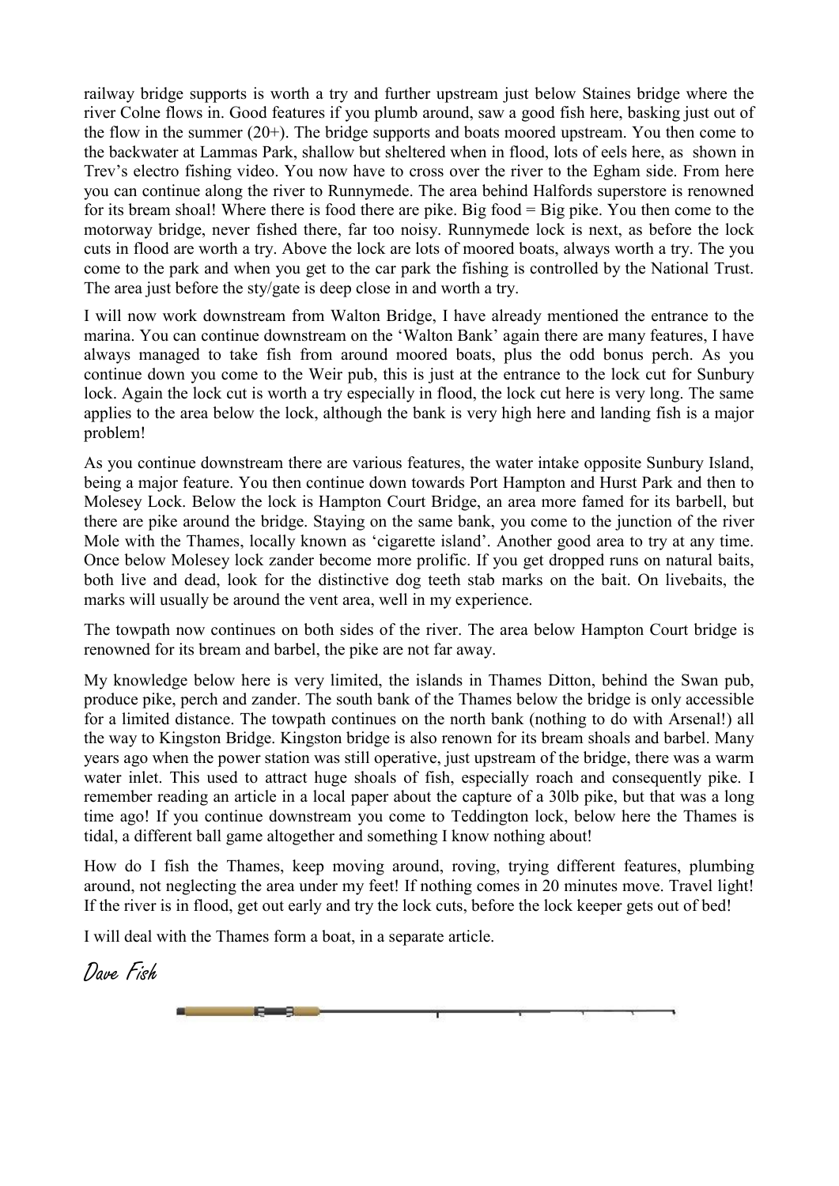railway bridge supports is worth a try and further upstream just below Staines bridge where the river Colne flows in. Good features if you plumb around, saw a good fish here, basking just out of the flow in the summer (20+). The bridge supports and boats moored upstream. You then come to the backwater at Lammas Park, shallow but sheltered when in flood, lots of eels here, as shown in Trev's electro fishing video. You now have to cross over the river to the Egham side. From here you can continue along the river to Runnymede. The area behind Halfords superstore is renowned for its bream shoal! Where there is food there are pike. Big food = Big pike. You then come to the motorway bridge, never fished there, far too noisy. Runnymede lock is next, as before the lock cuts in flood are worth a try. Above the lock are lots of moored boats, always worth a try. The you come to the park and when you get to the car park the fishing is controlled by the National Trust. The area just before the sty/gate is deep close in and worth a try.

I will now work downstream from Walton Bridge, I have already mentioned the entrance to the marina. You can continue downstream on the 'Walton Bank' again there are many features, I have always managed to take fish from around moored boats, plus the odd bonus perch. As you continue down you come to the Weir pub, this is just at the entrance to the lock cut for Sunbury lock. Again the lock cut is worth a try especially in flood, the lock cut here is very long. The same applies to the area below the lock, although the bank is very high here and landing fish is a major problem!

As you continue downstream there are various features, the water intake opposite Sunbury Island, being a major feature. You then continue down towards Port Hampton and Hurst Park and then to Molesey Lock. Below the lock is Hampton Court Bridge, an area more famed for its barbell, but there are pike around the bridge. Staying on the same bank, you come to the junction of the river Mole with the Thames, locally known as 'cigarette island'. Another good area to try at any time. Once below Molesey lock zander become more prolific. If you get dropped runs on natural baits, both live and dead, look for the distinctive dog teeth stab marks on the bait. On livebaits, the marks will usually be around the vent area, well in my experience.

The towpath now continues on both sides of the river. The area below Hampton Court bridge is renowned for its bream and barbel, the pike are not far away.

My knowledge below here is very limited, the islands in Thames Ditton, behind the Swan pub, produce pike, perch and zander. The south bank of the Thames below the bridge is only accessible for a limited distance. The towpath continues on the north bank (nothing to do with Arsenal!) all the way to Kingston Bridge. Kingston bridge is also renown for its bream shoals and barbel. Many years ago when the power station was still operative, just upstream of the bridge, there was a warm water inlet. This used to attract huge shoals of fish, especially roach and consequently pike. I remember reading an article in a local paper about the capture of a 30lb pike, but that was a long time ago! If you continue downstream you come to Teddington lock, below here the Thames is tidal, a different ball game altogether and something I know nothing about!

How do I fish the Thames, keep moving around, roving, trying different features, plumbing around, not neglecting the area under my feet! If nothing comes in 20 minutes move. Travel light! If the river is in flood, get out early and try the lock cuts, before the lock keeper gets out of bed!

I will deal with the Thames form a boat, in a separate article.

*Dave Fish*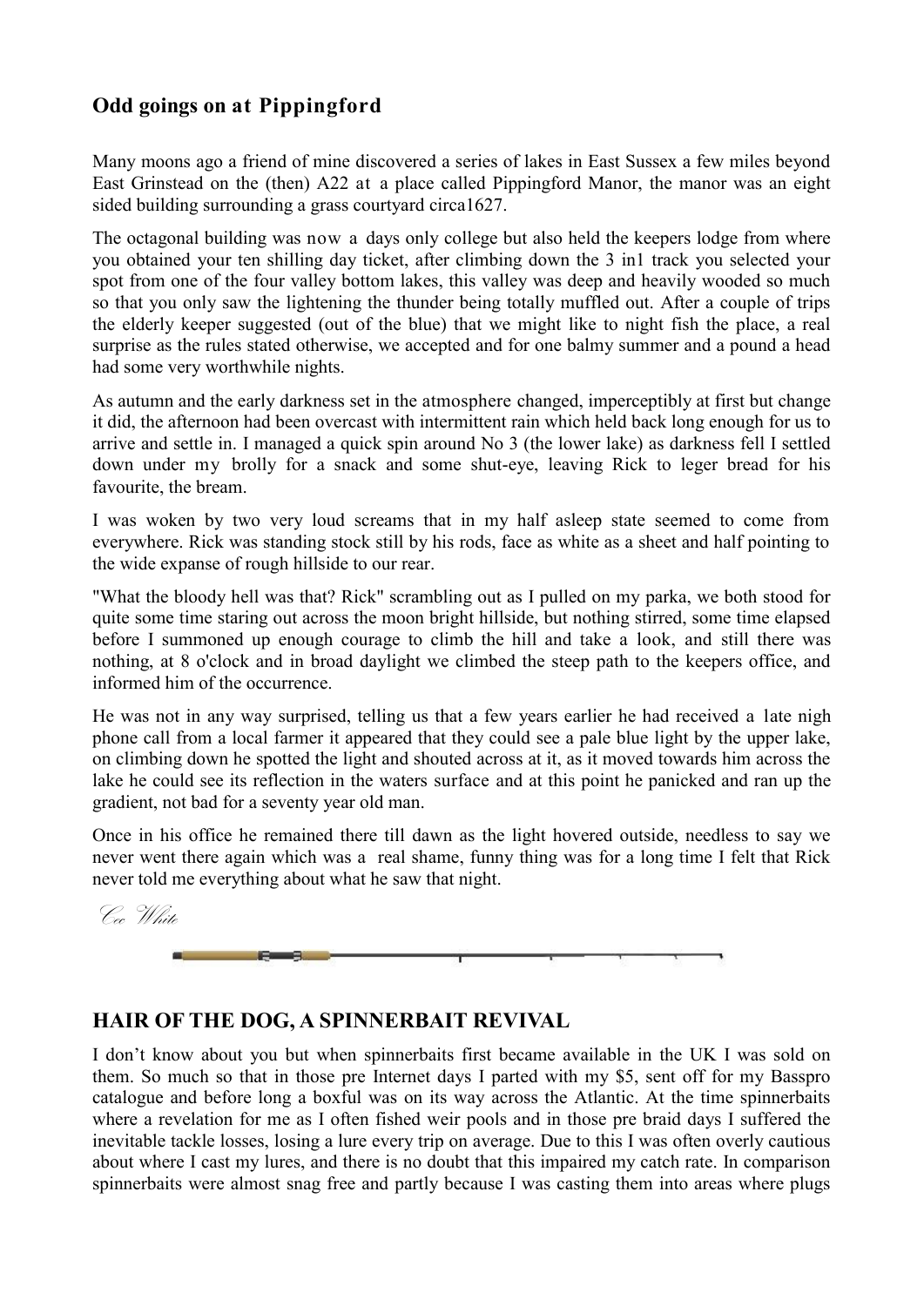## Odd goings on at Pippingford

Many moons ago a friend of mine discovered a series of lakes in East Sussex a few miles beyond East Grinstead on the (then) A22 at a place called Pippingford Manor, the manor was an eight sided building surrounding a grass courtyard circa1627.

The octagonal building was now a days only college but also held the keepers lodge from where you obtained your ten shilling day ticket, after climbing down the 3 in1 track you selected your spot from one of the four valley bottom lakes, this valley was deep and heavily wooded so much so that you only saw the lightening the thunder being totally muffled out. After a couple of trips the elderly keeper suggested (out of the blue) that we might like to night fish the place, a real surprise as the rules stated otherwise, we accepted and for one balmy summer and a pound a head had some very worthwhile nights.

As autumn and the early darkness set in the atmosphere changed, imperceptibly at first but change it did, the afternoon had been overcast with intermittent rain which held back long enough for us to arrive and settle in. I managed a quick spin around No 3 (the lower lake) as darkness fell I settled down under my brolly for a snack and some shut-eye, leaving Rick to leger bread for his favourite, the bream.

I was woken by two very loud screams that in my half asleep state seemed to come from everywhere. Rick was standing stock still by his rods, face as white as a sheet and half pointing to the wide expanse of rough hillside to our rear.

"What the bloody hell was that? Rick" scrambling out as I pulled on my parka, we both stood for quite some time staring out across the moon bright hillside, but nothing stirred, some time elapsed before I summoned up enough courage to climb the hill and take a look, and still there was nothing, at 8 o'clock and in broad daylight we climbed the steep path to the keepers office, and informed him of the occurrence.

He was not in any way surprised, telling us that a few years earlier he had received a late nigh phone call from a local farmer it appeared that they could see a pale blue light by the upper lake, on climbing down he spotted the light and shouted across at it, as it moved towards him across the lake he could see its reflection in the waters surface and at this point he panicked and ran up the gradient, not bad for a seventy year old man.

Once in his office he remained there till dawn as the light hovered outside, needless to say we never went there again which was a real shame, funny thing was for a long time I felt that Rick never told me everything about what he saw that night.

*Cec White*

## HAIR OF THE DOG, A SPINNERBAIT REVIVAL

I don't know about you but when spinnerbaits first became available in the UK I was sold on them. So much so that in those pre Internet days I parted with my $5, sent off for my Basspro catalogue and before long a boxful was on its way across the Atlantic. At the time spinnerbaits where a revelation for me as I often fished weir pools and in those pre braid days I suffered the inevitable tackle losses, losing a lure every trip on average. Due to this I was often overly cautious about where I cast my lures, and there is no doubt that this impaired my catch rate. In comparison spinnerbaits were almost snag free and partly because I was casting them into areas where plugs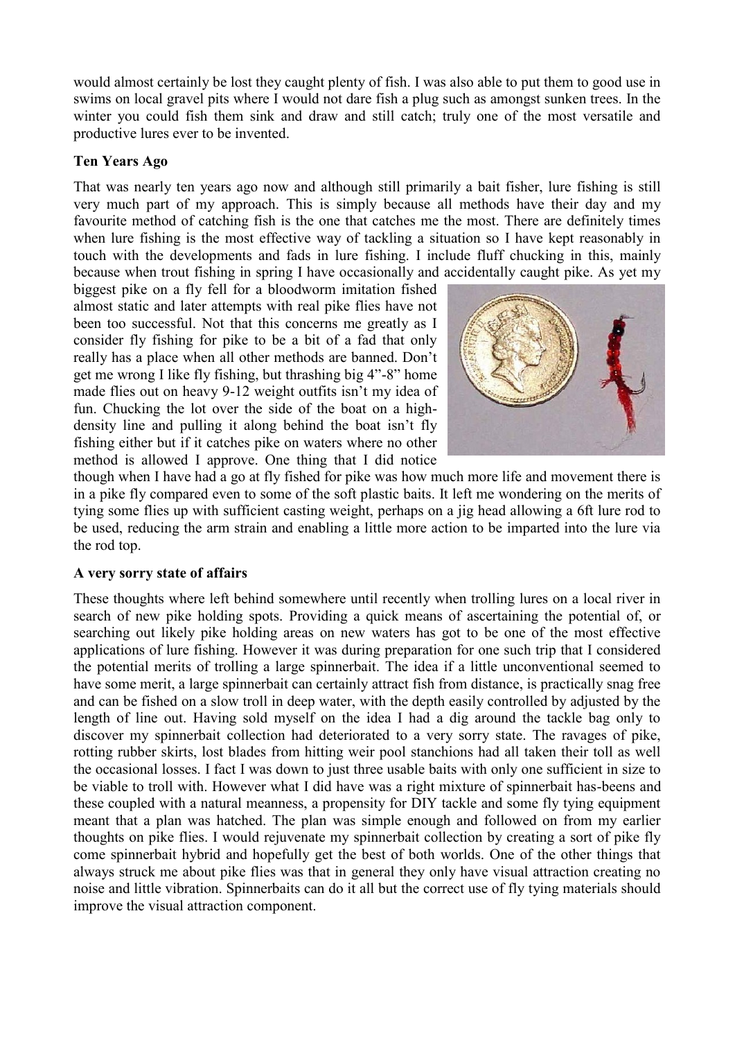would almost certainly be lost they caught plenty of fish. I was also able to put them to good use in swims on local gravel pits where I would not dare fish a plug such as amongst sunken trees. In the winter you could fish them sink and draw and still catch; truly one of the most versatile and productive lures ever to be invented.

**Ten Years Ago**

That was nearly ten years ago now and although still primarily a bait fisher, lure fishing is still very much part of my approach. This is simply because all methods have their day and my favourite method of catching fish is the one that catches me the most. There are definitely times when lure fishing is the most effective way of tackling a situation so I have kept reasonably in touch with the developments and fads in lure fishing. I include fluff chucking in this, mainly because when trout fishing in spring I have occasionally and accidentally caught pike. As yet my biggest pike on a fly fell for a bloodworm imitation fished almost static and later attempts with real pike flies have not been too successful. Not that this concerns me greatly as I consider fly fishing for pike to be a bit of a fad that only really has a place when all other methods are banned. Don't get me wrong I like fly fishing, but thrashing big 4"-8" home made flies out on heavy 9-12 weight outfits isn't my idea of fun. Chucking the lot over the side of the boat on a high-density line and pulling it along behind the boat isn't fly fishing either but if it catches pike on waters where no other method is allowed I approve. One thing that I did notice though when I have had a go at fly fished for pike was how much more life and movement there is in a pike fly compared even to some of the soft plastic baits. It left me wondering on the merits of tying some flies up with sufficient casting weight, perhaps on a jig head allowing a 6ft lure rod to be used, reducing the arm strain and enabling a little more action to be imparted into the lure via the rod top.

**A very sorry state of affairs**

These thoughts where left behind somewhere until recently when trolling lures on a local river in search of new pike holding spots. Providing a quick means of ascertaining the potential of, or searching out likely pike holding areas on new waters has got to be one of the most effective applications of lure fishing. However it was during preparation for one such trip that I considered the potential merits of trolling a large spinnerbait. The idea if a little unconventional seemed to have some merit, a large spinnerbait can certainly attract fish from distance, is practically snag free and can be fished on a slow troll in deep water, with the depth easily controlled by adjusted by the length of line out. Having sold myself on the idea I had a dig around the tackle bag only to discover my spinnerbait collection had deteriorated to a very sorry state. The ravages of pike, rotting rubber skirts, lost blades from hitting weir pool stanchions had all taken their toll as well the occasional losses. I fact I was down to just three usable baits with only one sufficient in size to be viable to troll with. However what I did have was a right mixture of spinnerbait has-beens and these coupled with a natural meanness, a propensity for DIY tackle and some fly tying equipment meant that a plan was hatched. The plan was simple enough and followed on from my earlier thoughts on pike flies. I would rejuvenate my spinnerbait collection by creating a sort of pike fly come spinnerbait hybrid and hopefully get the best of both worlds. One of the other things that always struck me about pike flies was that in general they only have visual attraction creating no noise and little vibration. Spinnerbaits can do it all but the correct use of fly tying materials should improve the visual attraction component.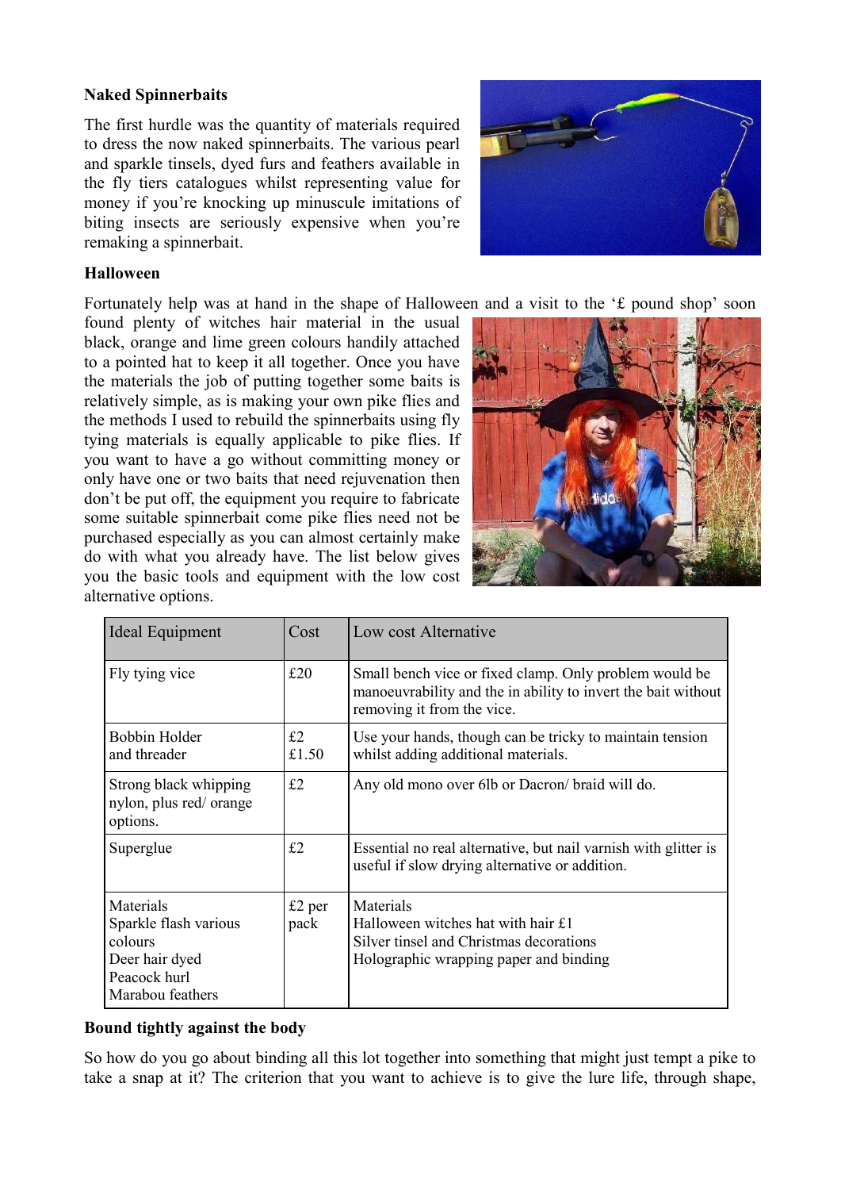**Naked Spinnerbaits**

The first hurdle was the quantity of materials required to dress the now naked spinnerbaits. The various pearl and sparkle tinsels, dyed furs and feathers available in the fly tiers catalogues whilst representing value for money if you're knocking up minuscule imitations of biting insects are seriously expensive when you're remaking a spinnerbait.

**Halloween**

Fortunately help was at hand in the shape of Halloween and a visit to the '£ pound shop' soon found plenty of witches hair material in the usual black, orange and lime green colours handily attached to a pointed hat to keep it all together. Once you have the materials the job of putting together some baits is relatively simple, as is making your own pike flies and the methods I used to rebuild the spinnerbaits using fly tying materials is equally applicable to pike flies. If you want to have a go without committing money or only have one or two baits that need rejuvenation then don't be put off, the equipment you require to fabricate some suitable spinnerbait come pike flies need not be purchased especially as you can almost certainly make do with what you already have. The list below gives you the basic tools and equipment with the low cost alternative options.

| Ideal Equipment | Cost | Low cost Alternative |
|---|---|---|
| Fly tying vice | £20 | Small bench vice or fixed clamp. Only problem would be manoeuvrability and the in ability to invert the bait without removing it from the vice. |
| Bobbin Holder<br>and threader | £2<br>£1.50 | Use your hands, though can be tricky to maintain tension whilst adding additional materials. |
| Strong black whipping nylon, plus red/ orange options. | £2 | Any old mono over 6lb or Dacron/ braid will do. |
| Superglue | £2 | Essential no real alternative, but nail varnish with glitter is useful if slow drying alternative or addition. |
| Materials<br>Sparkle flash various colours<br>Deer hair dyed<br>Peacock hurl<br>Marabou feathers | £2 per pack | Materials<br>Halloween witches hat with hair £1<br>Silver tinsel and Christmas decorations<br>Holographic wrapping paper and binding |

**Bound tightly against the body**

So how do you go about binding all this lot together into something that might just tempt a pike to take a snap at it? The criterion that you want to achieve is to give the lure life, through shape,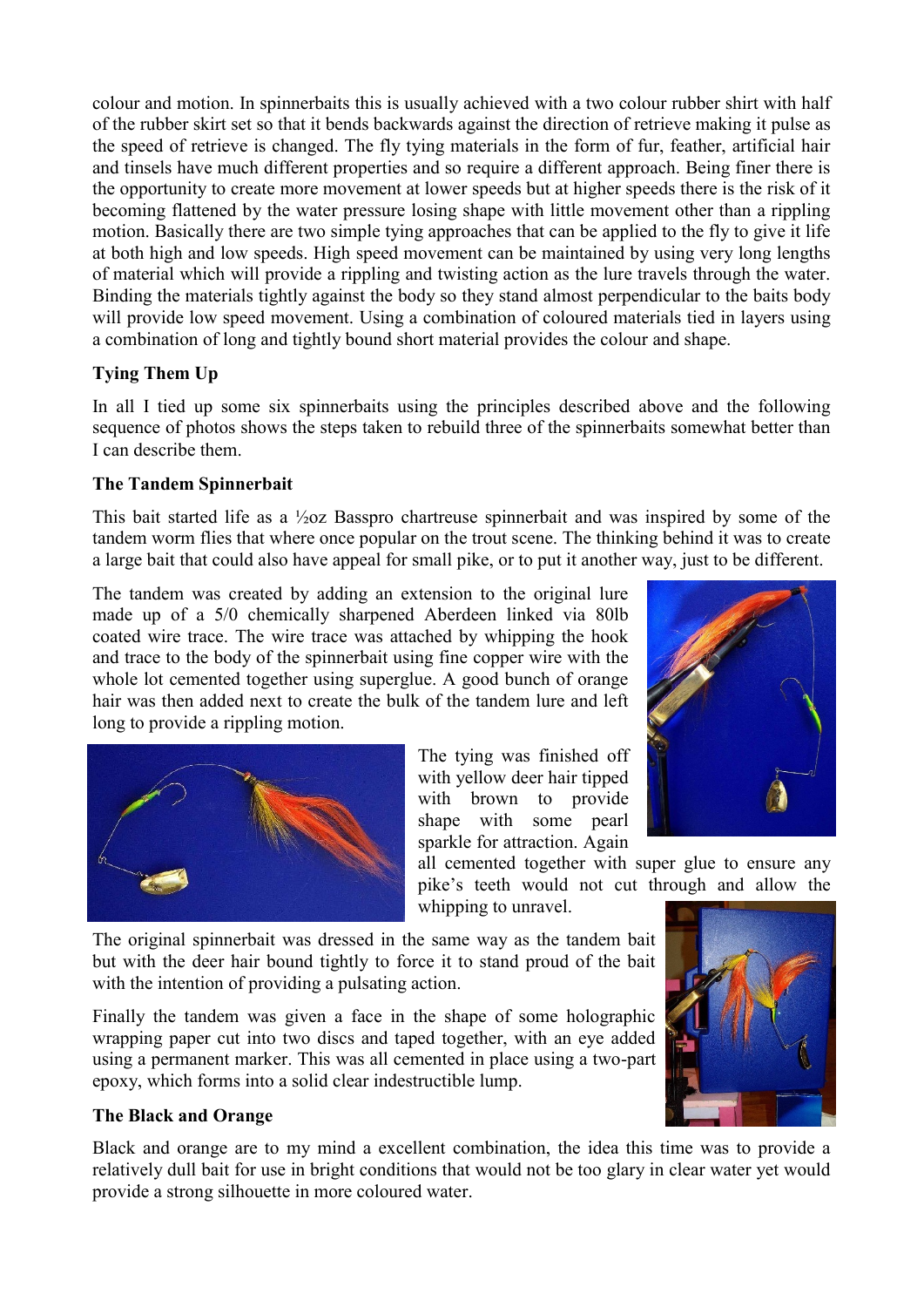colour and motion. In spinnerbaits this is usually achieved with a two colour rubber shirt with half of the rubber skirt set so that it bends backwards against the direction of retrieve making it pulse as the speed of retrieve is changed. The fly tying materials in the form of fur, feather, artificial hair and tinsels have much different properties and so require a different approach. Being finer there is the opportunity to create more movement at lower speeds but at higher speeds there is the risk of it becoming flattened by the water pressure losing shape with little movement other than a rippling motion. Basically there are two simple tying approaches that can be applied to the fly to give it life at both high and low speeds. High speed movement can be maintained by using very long lengths of material which will provide a rippling and twisting action as the lure travels through the water. Binding the materials tightly against the body so they stand almost perpendicular to the baits body will provide low speed movement. Using a combination of coloured materials tied in layers using a combination of long and tightly bound short material provides the colour and shape.

**Tying Them Up**

In all I tied up some six spinnerbaits using the principles described above and the following sequence of photos shows the steps taken to rebuild three of the spinnerbaits somewhat better than I can describe them.

**The Tandem Spinnerbait**

This bait started life as a ½oz Basspro chartreuse spinnerbait and was inspired by some of the tandem worm flies that where once popular on the trout scene. The thinking behind it was to create a large bait that could also have appeal for small pike, or to put it another way, just to be different.

The tandem was created by adding an extension to the original lure made up of a 5/0 chemically sharpened Aberdeen linked via 80lb coated wire trace. The wire trace was attached by whipping the hook and trace to the body of the spinnerbait using fine copper wire with the whole lot cemented together using superglue. A good bunch of orange hair was then added next to create the bulk of the tandem lure and left long to provide a rippling motion.

The tying was finished off with yellow deer hair tipped with brown to provide shape with some pearl sparkle for attraction. Again all cemented together with super glue to ensure any pike's teeth would not cut through and allow the whipping to unravel.

The original spinnerbait was dressed in the same way as the tandem bait but with the deer hair bound tightly to force it to stand proud of the bait with the intention of providing a pulsating action.

Finally the tandem was given a face in the shape of some holographic wrapping paper cut into two discs and taped together, with an eye added using a permanent marker. This was all cemented in place using a two-part epoxy, which forms into a solid clear indestructible lump.

**The Black and Orange**

Black and orange are to my mind a excellent combination, the idea this time was to provide a relatively dull bait for use in bright conditions that would not be too glary in clear water yet would provide a strong silhouette in more coloured water.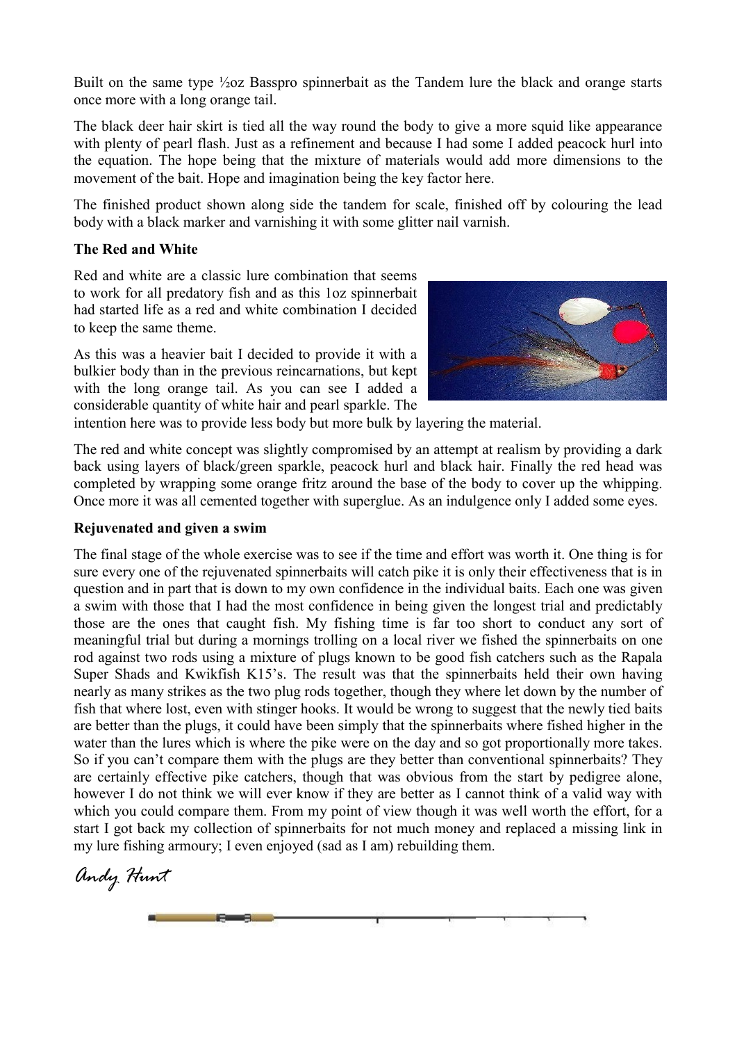Built on the same type ½oz Basspro spinnerbait as the Tandem lure the black and orange starts once more with a long orange tail.

The black deer hair skirt is tied all the way round the body to give a more squid like appearance with plenty of pearl flash. Just as a refinement and because I had some I added peacock hurl into the equation. The hope being that the mixture of materials would add more dimensions to the movement of the bait. Hope and imagination being the key factor here.

The finished product shown along side the tandem for scale, finished off by colouring the lead body with a black marker and varnishing it with some glitter nail varnish.

**The Red and White**

Red and white are a classic lure combination that seems to work for all predatory fish and as this 1oz spinnerbait had started life as a red and white combination I decided to keep the same theme.

As this was a heavier bait I decided to provide it with a bulkier body than in the previous reincarnations, but kept with the long orange tail. As you can see I added a considerable quantity of white hair and pearl sparkle. The intention here was to provide less body but more bulk by layering the material.

The red and white concept was slightly compromised by an attempt at realism by providing a dark back using layers of black/green sparkle, peacock hurl and black hair. Finally the red head was completed by wrapping some orange fritz around the base of the body to cover up the whipping. Once more it was all cemented together with superglue. As an indulgence only I added some eyes.

**Rejuvenated and given a swim**

The final stage of the whole exercise was to see if the time and effort was worth it. One thing is for sure every one of the rejuvenated spinnerbaits will catch pike it is only their effectiveness that is in question and in part that is down to my own confidence in the individual baits. Each one was given a swim with those that I had the most confidence in being given the longest trial and predictably those are the ones that caught fish. My fishing time is far too short to conduct any sort of meaningful trial but during a mornings trolling on a local river we fished the spinnerbaits on one rod against two rods using a mixture of plugs known to be good fish catchers such as the Rapala Super Shads and Kwikfish K15's. The result was that the spinnerbaits held their own having nearly as many strikes as the two plug rods together, though they where let down by the number of fish that where lost, even with stinger hooks. It would be wrong to suggest that the newly tied baits are better than the plugs, it could have been simply that the spinnerbaits where fished higher in the water than the lures which is where the pike were on the day and so got proportionally more takes. So if you can't compare them with the plugs are they better than conventional spinnerbaits? They are certainly effective pike catchers, though that was obvious from the start by pedigree alone, however I do not think we will ever know if they are better as I cannot think of a valid way with which you could compare them. From my point of view though it was well worth the effort, for a start I got back my collection of spinnerbaits for not much money and replaced a missing link in my lure fishing armoury; I even enjoyed (sad as I am) rebuilding them.

*Andy Hunt*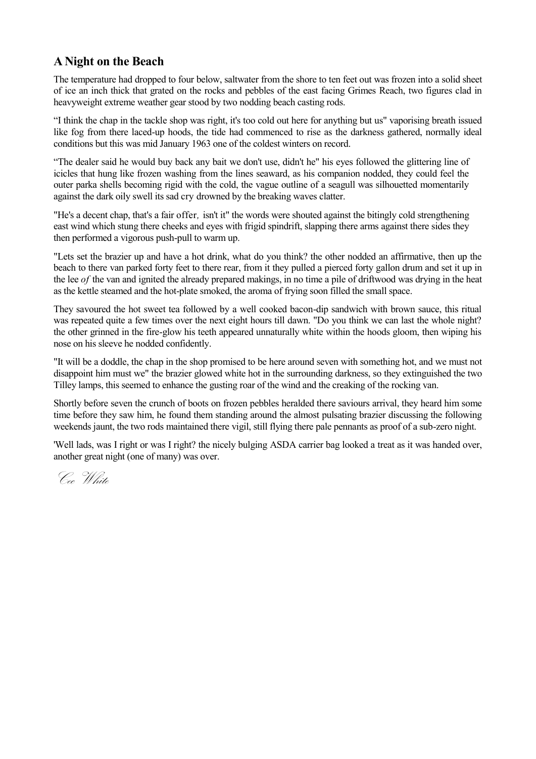## A Night on the Beach

The temperature had dropped to four below, saltwater from the shore to ten feet out was frozen into a solid sheet of ice an inch thick that grated on the rocks and pebbles of the east facing Grimes Reach, two figures clad in heavyweight extreme weather gear stood by two nodding beach casting rods.

“I think the chap in the tackle shop was right, it's too cold out here for anything but us" vaporising breath issued like fog from there laced-up hoods, the tide had commenced to rise as the darkness gathered, normally ideal conditions but this was mid January 1963 one of the coldest winters on record.

“The dealer said he would buy back any bait we don't use, didn't he" his eyes followed the glittering line of icicles that hung like frozen washing from the lines seaward, as his companion nodded, they could feel the outer parka shells becoming rigid with the cold, the vague outline of a seagull was silhouetted momentarily against the dark oily swell its sad cry drowned by the breaking waves clatter.

"He's a decent chap, that's a fair offer, isn't it" the words were shouted against the bitingly cold strengthening east wind which stung there cheeks and eyes with frigid spindrift, slapping there arms against there sides they then performed a vigorous push-pull to warm up.

"Lets set the brazier up and have a hot drink, what do you think? the other nodded an affirmative, then up the beach to there van parked forty feet to there rear, from it they pulled a pierced forty gallon drum and set it up in the lee *of* the van and ignited the already prepared makings, in no time a pile of driftwood was drying in the heat as the kettle steamed and the hot-plate smoked, the aroma of frying soon filled the small space.

They savoured the hot sweet tea followed by a well cooked bacon-dip sandwich with brown sauce, this ritual was repeated quite a few times over the next eight hours till dawn. "Do you think we can last the whole night? the other grinned in the fire-glow his teeth appeared unnaturally white within the hoods gloom, then wiping his nose on his sleeve he nodded confidently.

"It will be a doddle, the chap in the shop promised to be here around seven with something hot, and we must not disappoint him must we" the brazier glowed white hot in the surrounding darkness, so they extinguished the two Tilley lamps, this seemed to enhance the gusting roar of the wind and the creaking of the rocking van.

Shortly before seven the crunch of boots on frozen pebbles heralded there saviours arrival, they heard him some time before they saw him, he found them standing around the almost pulsating brazier discussing the following weekends jaunt, the two rods maintained there vigil, still flying there pale pennants as proof of a sub-zero night.

'Well lads, was I right or was I right? the nicely bulging ASDA carrier bag looked a treat as it was handed over, another great night (one of many) was over.

*Cec White*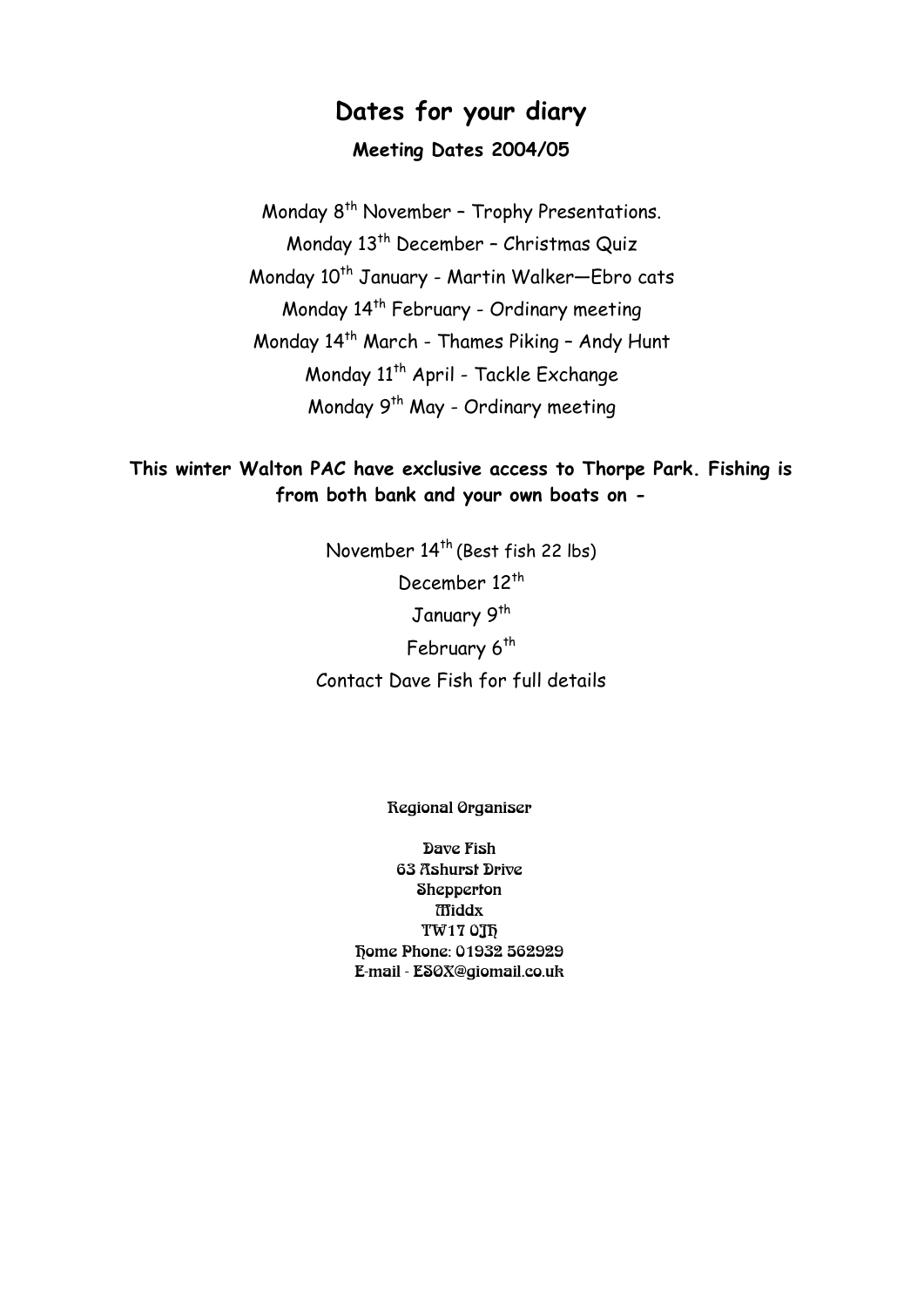## Dates for your diary

### Meeting Dates 2004/05

Monday 8th November – Trophy Presentations.

Monday 13th December – Christmas Quiz

Monday 10th January - Martin Walker—Ebro cats

Monday 14th February - Ordinary meeting

Monday 14th March - Thames Piking – Andy Hunt

Monday 11th April - Tackle Exchange

Monday 9th May - Ordinary meeting

**This winter Walton PAC have exclusive access to Thorpe Park. Fishing is from both bank and your own boats on -**

November 14th (Best fish 22 lbs)

December 12th

January 9th

February 6th

Contact Dave Fish for full details

Regional Organiser

Dave Fish
63 Ashurst Drive
Shepperton
Middx
TW17 0JH
Home Phone: 01932 562929
E-mail - ESOX@giomail.co.uk